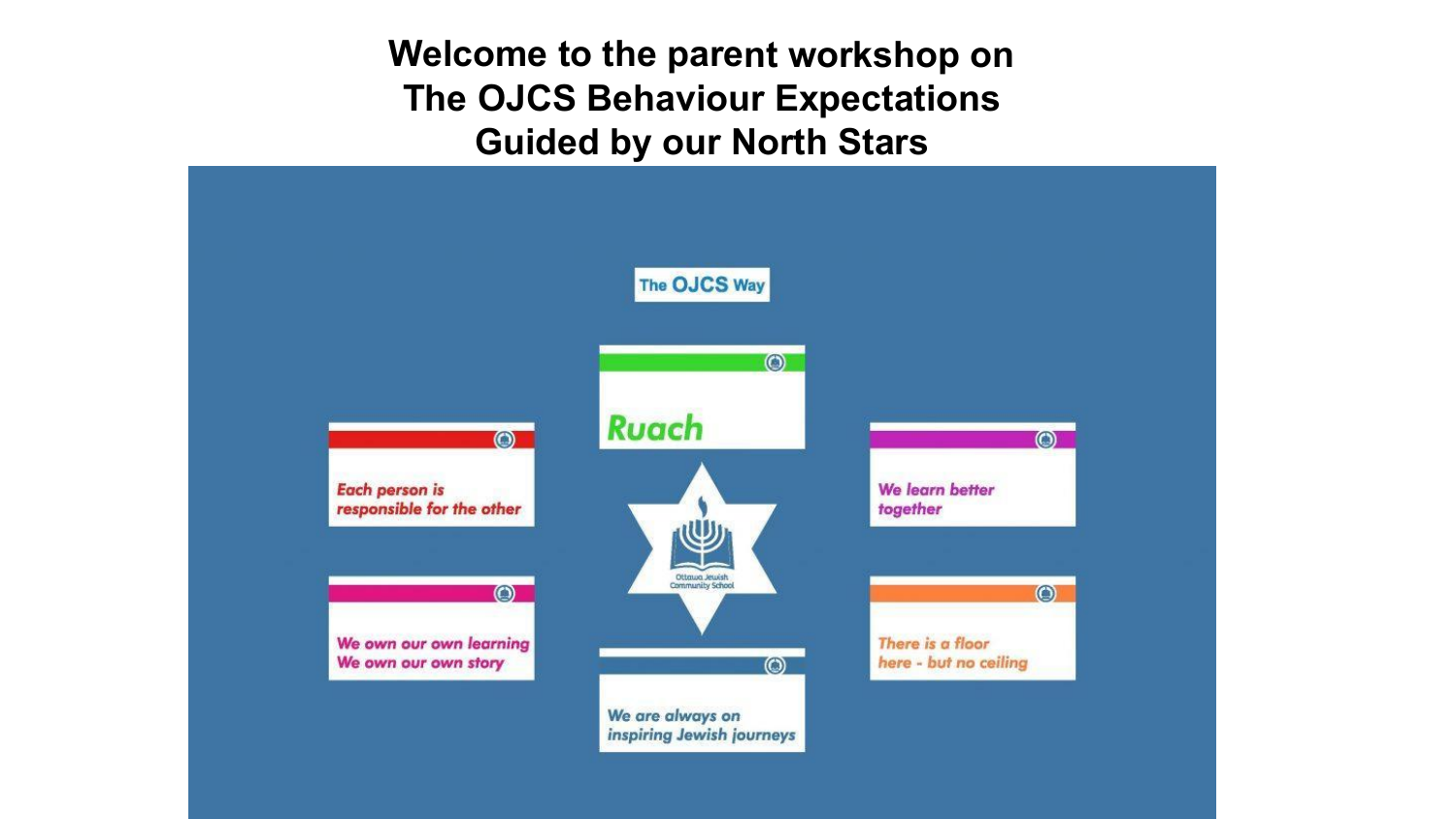# Welcome to the parent workshop on The OJCS Behaviour Expectations Guided by our North Stars

**The OJCS Way**

- *Ruach*
- *Each person is responsible for the other*
- *We learn better together*
- *We own our own learning We own our own story*
- *There is a floor here - but no ceiling*
- *We are always on inspiring Jewish journeys*

Ottawa Jewish Community School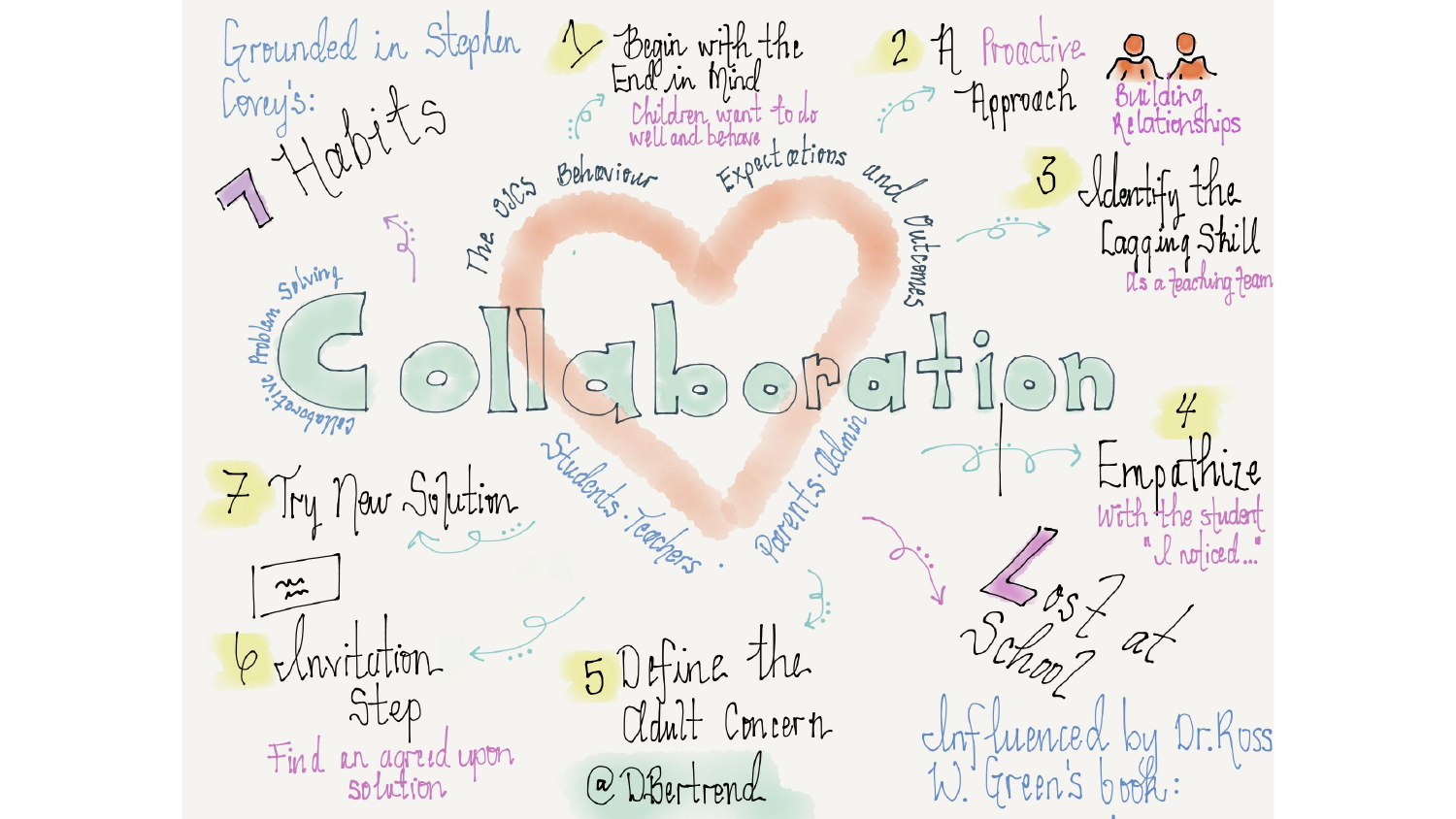# Collaboration

Grounded in Stephen Covey's: 7 Habits

The OSCS Behaviour Expectations and Outcomes

Collaborative Problem Solving

Students : Teachers : Parents : Admin

1. Begin with the End in Mind
   Children want to do well and behave

2. A Proactive Approach
   Building Relationships

3. Identify the Lagging Skill
   As a teaching team

4. Empathize
   With the student "I noticed..."

5. Define the Adult Concern

6. Invitation Step
   Find an agreed upon solution

7. Try New Solution

Influenced by Dr. Ross W. Green's book: Lost at School

@DBertrend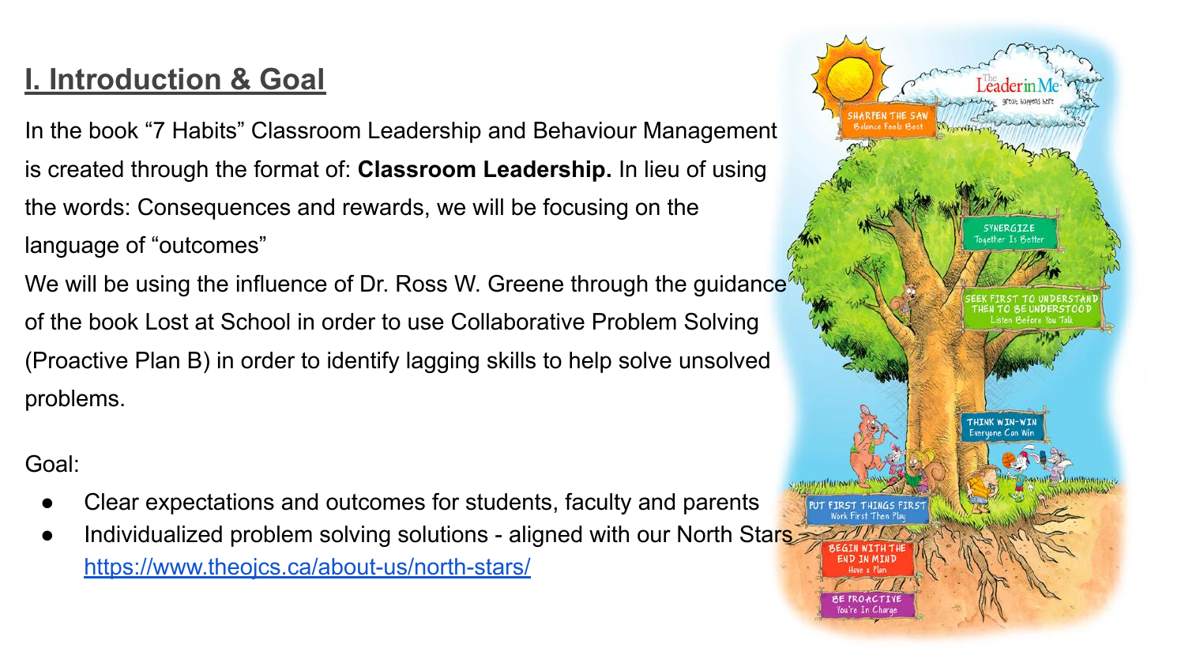# I. Introduction & Goal

In the book "7 Habits" Classroom Leadership and Behaviour Management is created through the format of: **Classroom Leadership.** In lieu of using the words: Consequences and rewards, we will be focusing on the language of "outcomes"

We will be using the influence of Dr. Ross W. Greene through the guidance of the book Lost at School in order to use Collaborative Problem Solving (Proactive Plan B) in order to identify lagging skills to help solve unsolved problems.

Goal:

- Clear expectations and outcomes for students, faculty and parents
- Individualized problem solving solutions - aligned with our North Stars https://www.theojcs.ca/about-us/north-stars/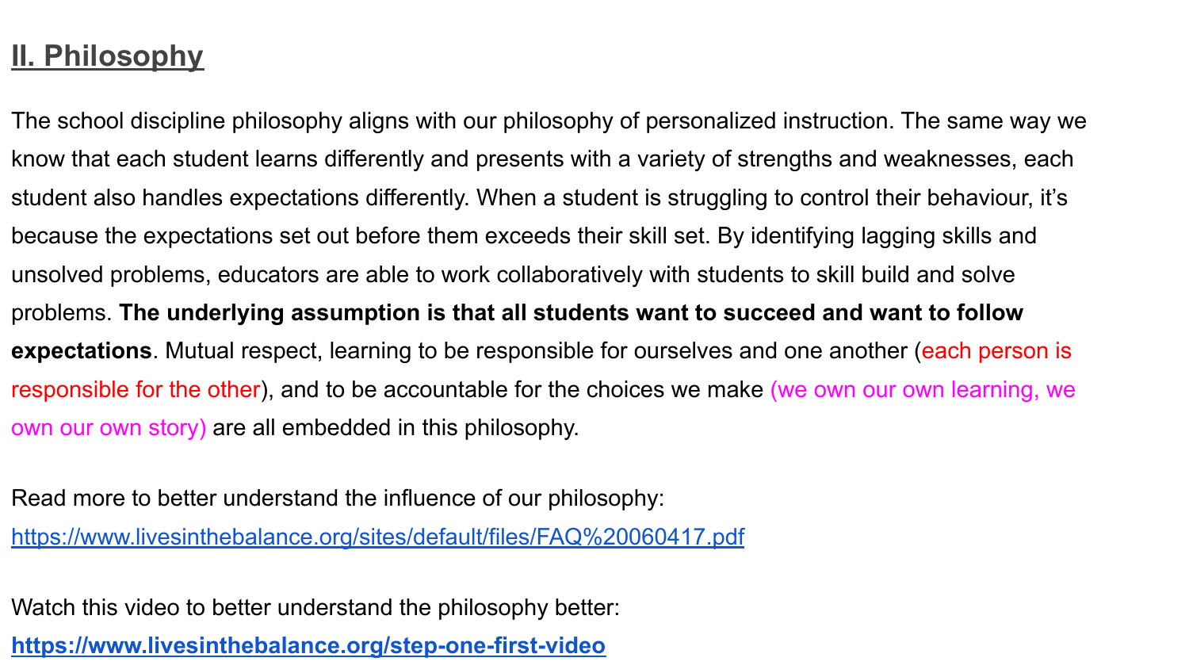## <u>II. Philosophy</u>

The school discipline philosophy aligns with our philosophy of personalized instruction. The same way we know that each student learns differently and presents with a variety of strengths and weaknesses, each student also handles expectations differently. When a student is struggling to control their behaviour, it's because the expectations set out before them exceeds their skill set. By identifying lagging skills and unsolved problems, educators are able to work collaboratively with students to skill build and solve problems. **The underlying assumption is that all students want to succeed and want to follow expectations**. Mutual respect, learning to be responsible for ourselves and one another (each person is responsible for the other), and to be accountable for the choices we make (we own our own learning, we own our own story) are all embedded in this philosophy.

Read more to better understand the influence of our philosophy:
[https://www.livesinthebalance.org/sites/default/files/FAQ%20060417.pdf](https://www.livesinthebalance.org/sites/default/files/FAQ%20060417.pdf)

Watch this video to better understand the philosophy better:
**[https://www.livesinthebalance.org/step-one-first-video](https://www.livesinthebalance.org/step-one-first-video)**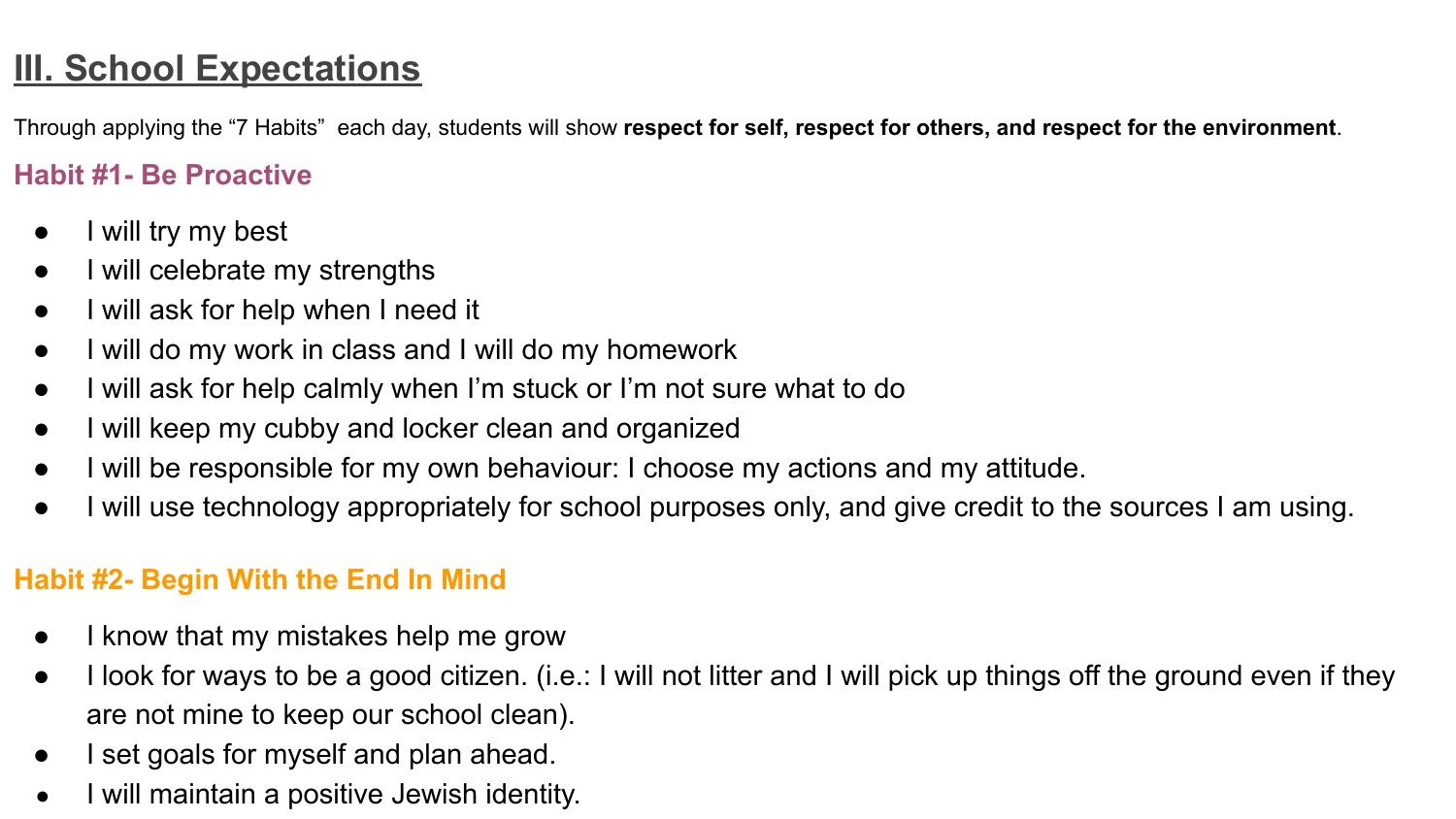## III. School Expectations

Through applying the "7 Habits" each day, students will show **respect for self, respect for others, and respect for the environment**.

### Habit #1- Be Proactive

- I will try my best
- I will celebrate my strengths
- I will ask for help when I need it
- I will do my work in class and I will do my homework
- I will ask for help calmly when I'm stuck or I'm not sure what to do
- I will keep my cubby and locker clean and organized
- I will be responsible for my own behaviour: I choose my actions and my attitude.
- I will use technology appropriately for school purposes only, and give credit to the sources I am using.

### Habit #2- Begin With the End In Mind

- I know that my mistakes help me grow
- I look for ways to be a good citizen. (i.e.: I will not litter and I will pick up things off the ground even if they are not mine to keep our school clean).
- I set goals for myself and plan ahead.
- I will maintain a positive Jewish identity.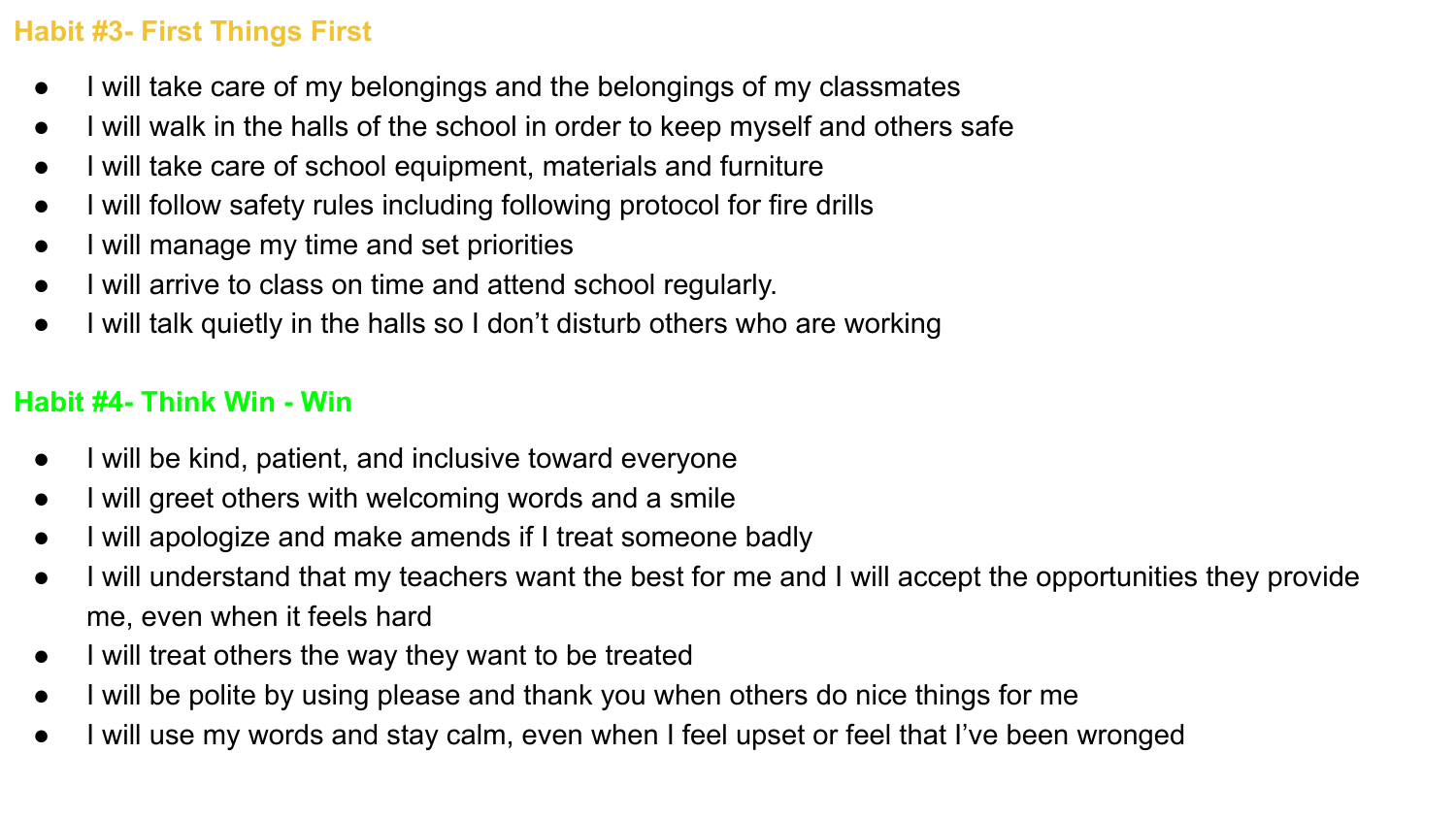## Habit #3- First Things First

- I will take care of my belongings and the belongings of my classmates
- I will walk in the halls of the school in order to keep myself and others safe
- I will take care of school equipment, materials and furniture
- I will follow safety rules including following protocol for fire drills
- I will manage my time and set priorities
- I will arrive to class on time and attend school regularly.
- I will talk quietly in the halls so I don't disturb others who are working

## Habit #4- Think Win - Win

- I will be kind, patient, and inclusive toward everyone
- I will greet others with welcoming words and a smile
- I will apologize and make amends if I treat someone badly
- I will understand that my teachers want the best for me and I will accept the opportunities they provide me, even when it feels hard
- I will treat others the way they want to be treated
- I will be polite by using please and thank you when others do nice things for me
- I will use my words and stay calm, even when I feel upset or feel that I've been wronged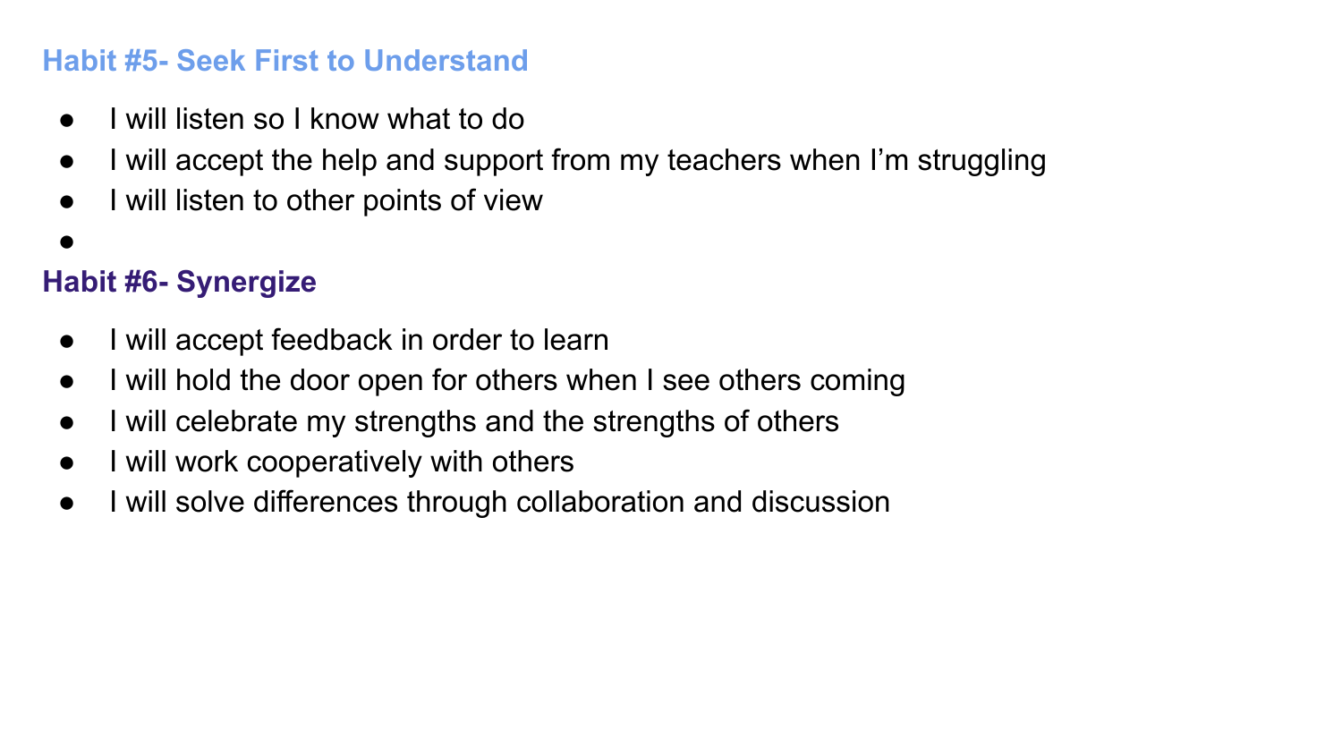### Habit #5- Seek First to Understand

- I will listen so I know what to do
- I will accept the help and support from my teachers when I'm struggling
- I will listen to other points of view
- 

### Habit #6- Synergize

- I will accept feedback in order to learn
- I will hold the door open for others when I see others coming
- I will celebrate my strengths and the strengths of others
- I will work cooperatively with others
- I will solve differences through collaboration and discussion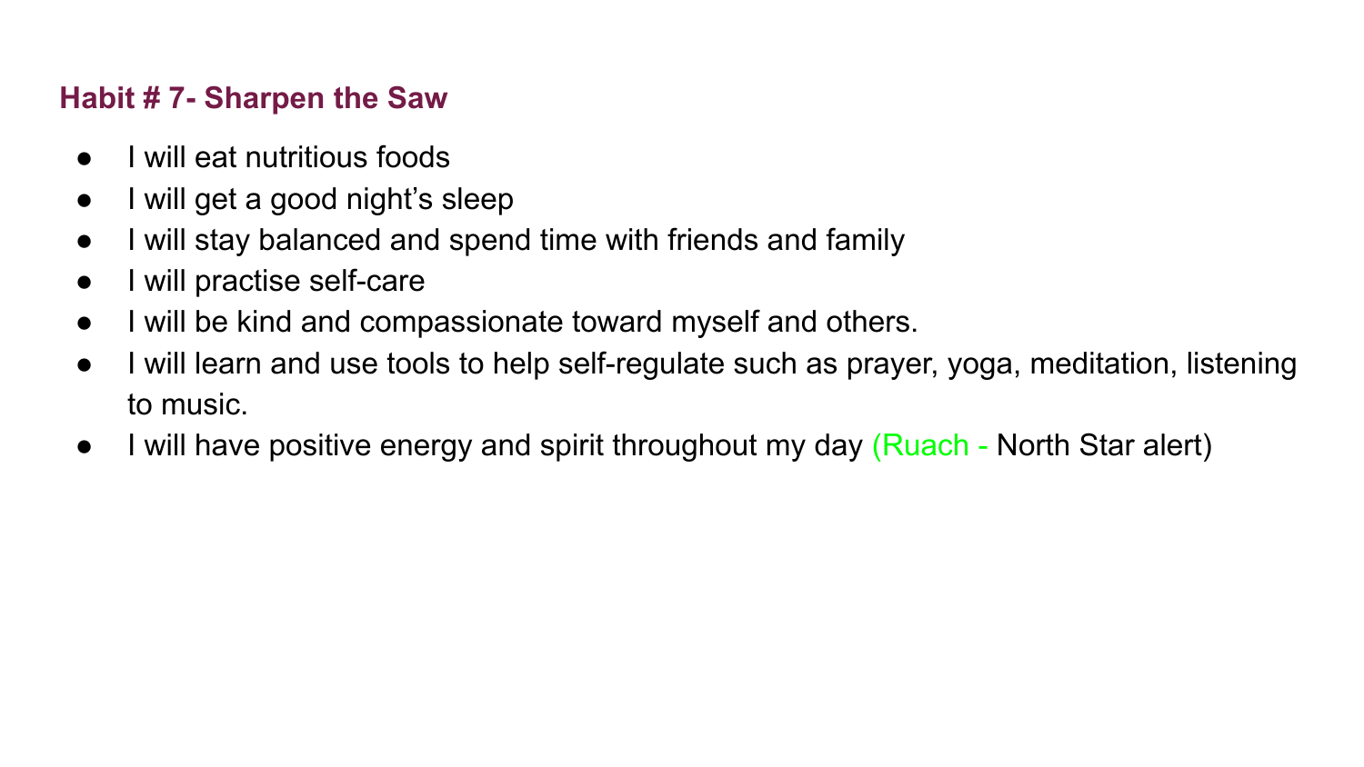## Habit # 7- Sharpen the Saw

- I will eat nutritious foods
- I will get a good night's sleep
- I will stay balanced and spend time with friends and family
- I will practise self-care
- I will be kind and compassionate toward myself and others.
- I will learn and use tools to help self-regulate such as prayer, yoga, meditation, listening to music.
- I will have positive energy and spirit throughout my day (Ruach - North Star alert)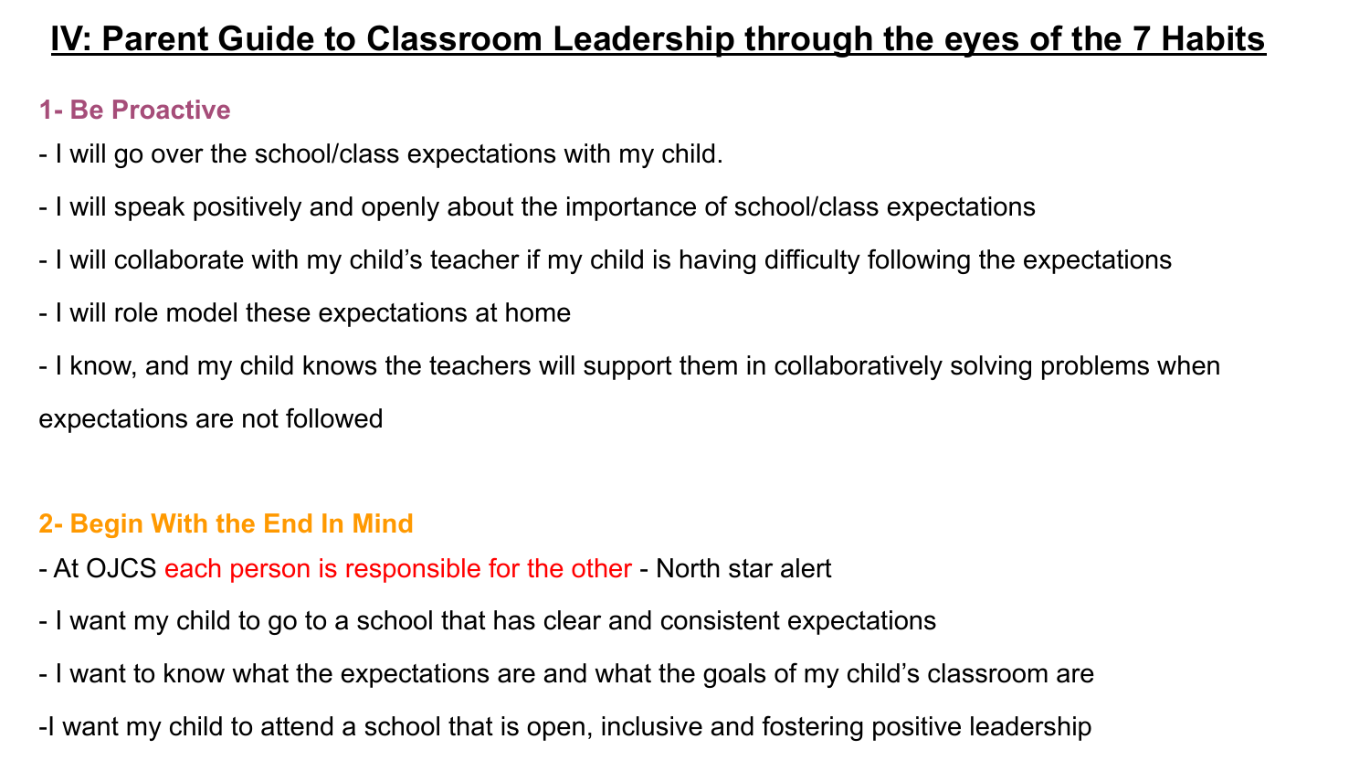# IV: Parent Guide to Classroom Leadership through the eyes of the 7 Habits

### 1- Be Proactive

- I will go over the school/class expectations with my child.
- I will speak positively and openly about the importance of school/class expectations
- I will collaborate with my child's teacher if my child is having difficulty following the expectations
- I will role model these expectations at home
- I know, and my child knows the teachers will support them in collaboratively solving problems when expectations are not followed

### 2- Begin With the End In Mind

- At OJCS each person is responsible for the other - North star alert
- I want my child to go to a school that has clear and consistent expectations
- I want to know what the expectations are and what the goals of my child's classroom are
- I want my child to attend a school that is open, inclusive and fostering positive leadership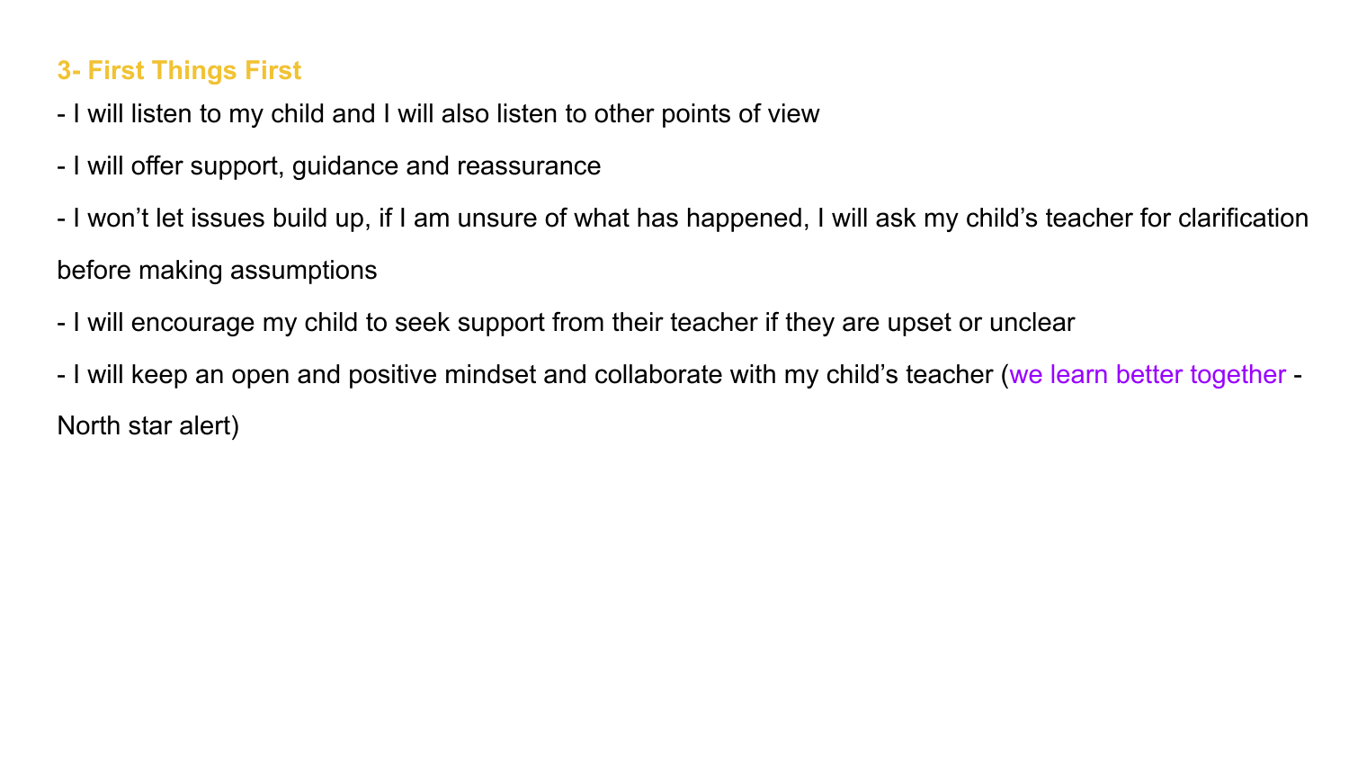## 3- First Things First

- I will listen to my child and I will also listen to other points of view
- I will offer support, guidance and reassurance
- I won't let issues build up, if I am unsure of what has happened, I will ask my child's teacher for clarification before making assumptions
- I will encourage my child to seek support from their teacher if they are upset or unclear
- I will keep an open and positive mindset and collaborate with my child's teacher (we learn better together - North star alert)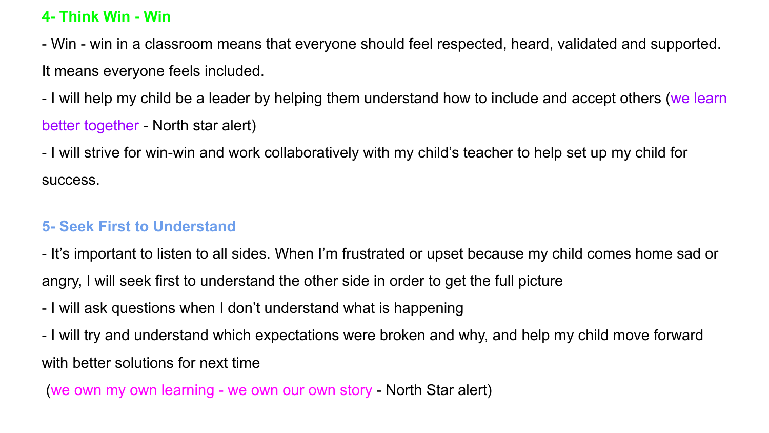### 4- Think Win - Win

- Win - win in a classroom means that everyone should feel respected, heard, validated and supported. It means everyone feels included.
- I will help my child be a leader by helping them understand how to include and accept others (we learn better together - North star alert)
- I will strive for win-win and work collaboratively with my child’s teacher to help set up my child for success.

### 5- Seek First to Understand

- It’s important to listen to all sides. When I’m frustrated or upset because my child comes home sad or angry, I will seek first to understand the other side in order to get the full picture
- I will ask questions when I don’t understand what is happening
- I will try and understand which expectations were broken and why, and help my child move forward with better solutions for next time

(we own my own learning - we own our own story - North Star alert)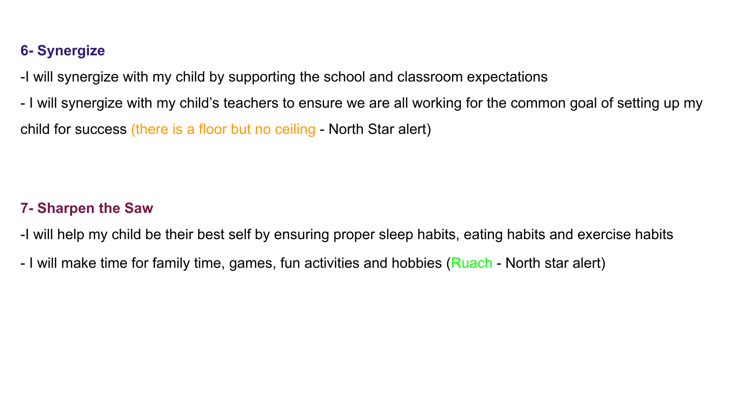### 6- Synergize

-I will synergize with my child by supporting the school and classroom expectations

- I will synergize with my child's teachers to ensure we are all working for the common goal of setting up my child for success (there is a floor but no ceiling - North Star alert)

### 7- Sharpen the Saw

-I will help my child be their best self by ensuring proper sleep habits, eating habits and exercise habits

- I will make time for family time, games, fun activities and hobbies (Ruach - North star alert)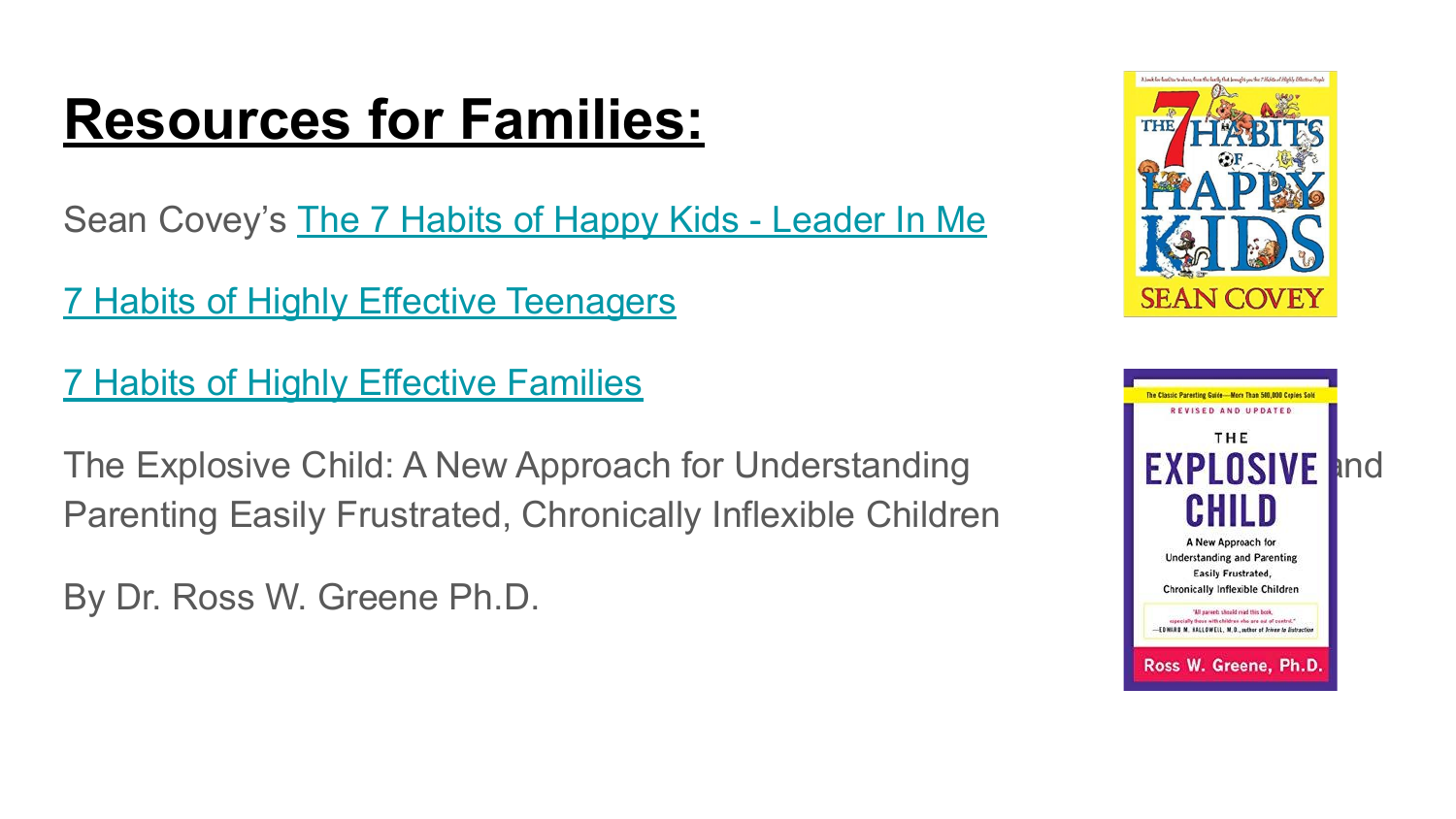# Resources for Families:

Sean Covey's The 7 Habits of Happy Kids - Leader In Me

7 Habits of Highly Effective Teenagers

7 Habits of Highly Effective Families

The Explosive Child: A New Approach for Understanding and Parenting Easily Frustrated, Chronically Inflexible Children

By Dr. Ross W. Greene Ph.D.